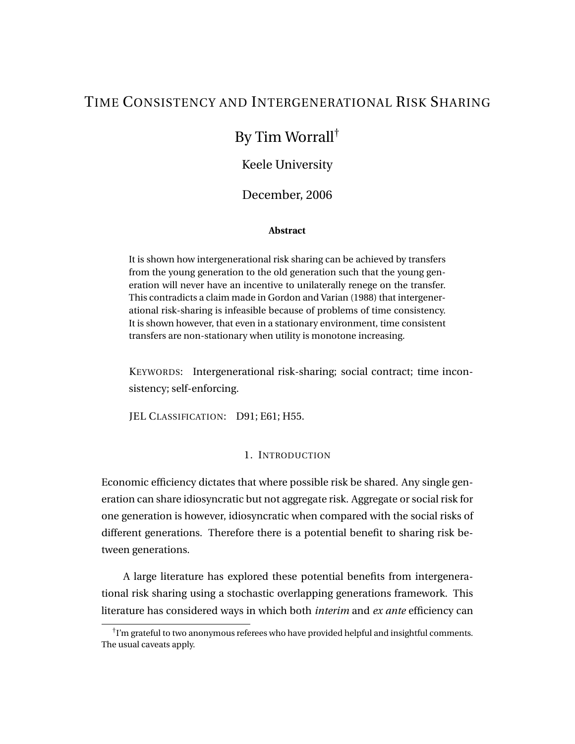# TIME CONSISTENCY AND INTERGENERATIONAL RISK SHARING

## By Tim Worrall[†]

Keele University

December, 2006

**Abstract**

It is shown how intergenerational risk sharing can be achieved by transfers from the young generation to the old generation such that the young generation will never have an incentive to unilaterally renege on the transfer. This contradicts a claim made in Gordon and Varian (1988) that intergenerational risk-sharing is infeasible because of problems of time consistency. It is shown however, that even in a stationary environment, time consistent transfers are non-stationary when utility is monotone increasing.

KEYWORDS: Intergenerational risk-sharing; social contract; time inconsistency; self-enforcing.

JEL CLASSIFICATION: D91; E61; H55.

## 1. INTRODUCTION

Economic efficiency dictates that where possible risk be shared. Any single generation can share idiosyncratic but not aggregate risk. Aggregate or social risk for one generation is however, idiosyncratic when compared with the social risks of different generations. Therefore there is a potential benefit to sharing risk between generations.

A large literature has explored these potential benefits from intergenerational risk sharing using a stochastic overlapping generations framework. This literature has considered ways in which both *interim* and *ex ante* efficiency can

[†] I'm grateful to two anonymous referees who have provided helpful and insightful comments. The usual caveats apply.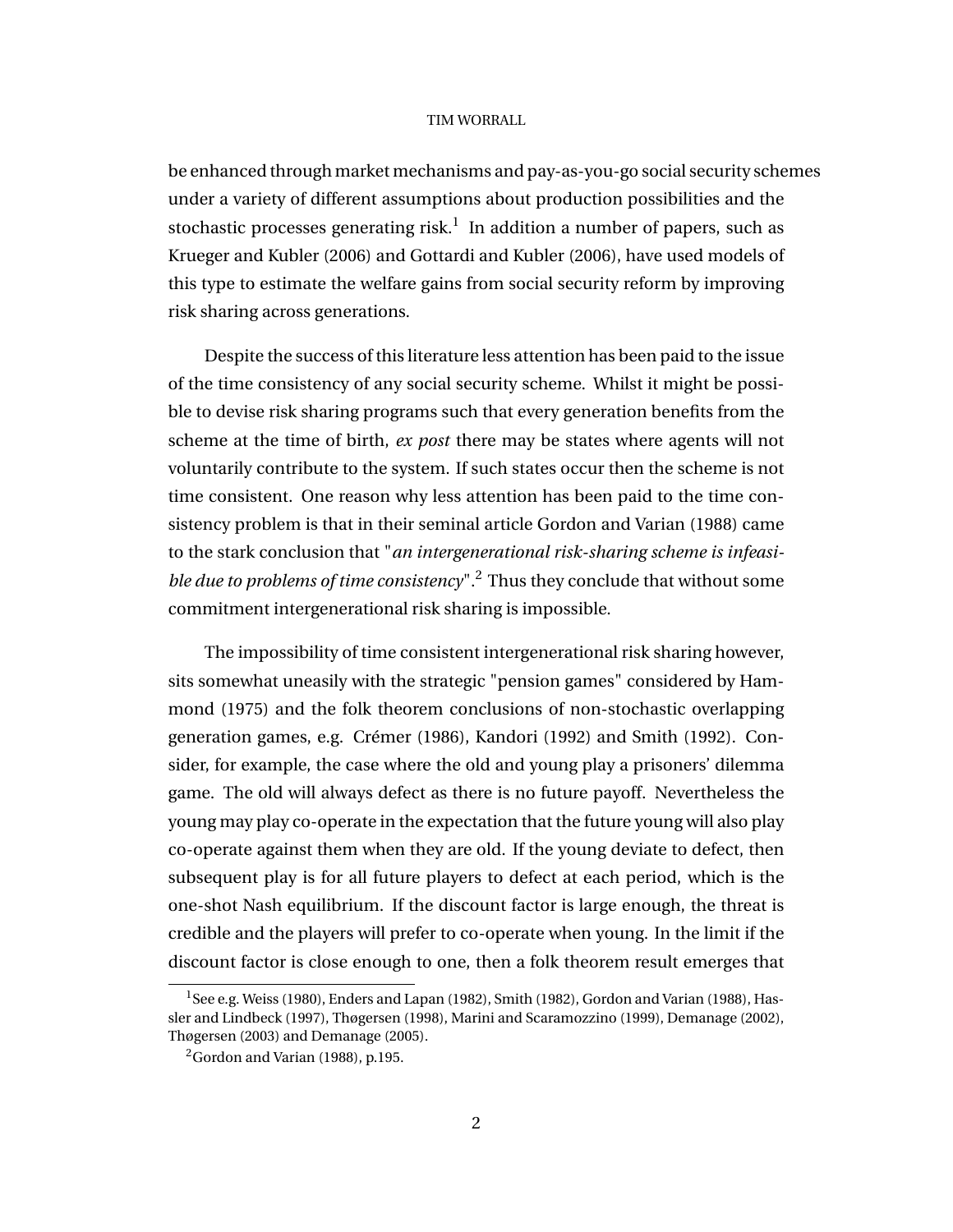be enhanced through market mechanisms and pay-as-you-go social security schemes under a variety of different assumptions about production possibilities and the stochastic processes generating risk.[1] In addition a number of papers, such as Krueger and Kubler (2006) and Gottardi and Kubler (2006), have used models of this type to estimate the welfare gains from social security reform by improving risk sharing across generations.

Despite the success of this literature less attention has been paid to the issue of the time consistency of any social security scheme. Whilst it might be possible to devise risk sharing programs such that every generation benefits from the scheme at the time of birth, *ex post* there may be states where agents will not voluntarily contribute to the system. If such states occur then the scheme is not time consistent. One reason why less attention has been paid to the time consistency problem is that in their seminal article Gordon and Varian (1988) came to the stark conclusion that "*an intergenerational risk-sharing scheme is infeasible due to problems of time consistency*".[2] Thus they conclude that without some commitment intergenerational risk sharing is impossible.

The impossibility of time consistent intergenerational risk sharing however, sits somewhat uneasily with the strategic "pension games" considered by Hammond (1975) and the folk theorem conclusions of non-stochastic overlapping generation games, e.g. Crémer (1986), Kandori (1992) and Smith (1992). Consider, for example, the case where the old and young play a prisoners' dilemma game. The old will always defect as there is no future payoff. Nevertheless the young may play co-operate in the expectation that the future young will also play co-operate against them when they are old. If the young deviate to defect, then subsequent play is for all future players to defect at each period, which is the one-shot Nash equilibrium. If the discount factor is large enough, the threat is credible and the players will prefer to co-operate when young. In the limit if the discount factor is close enough to one, then a folk theorem result emerges that

[1] See e.g. Weiss (1980), Enders and Lapan (1982), Smith (1982), Gordon and Varian (1988), Hassler and Lindbeck (1997), Thøgersen (1998), Marini and Scaramozzino (1999), Demanage (2002), Thøgersen (2003) and Demanage (2005).

[2] Gordon and Varian (1988), p.195.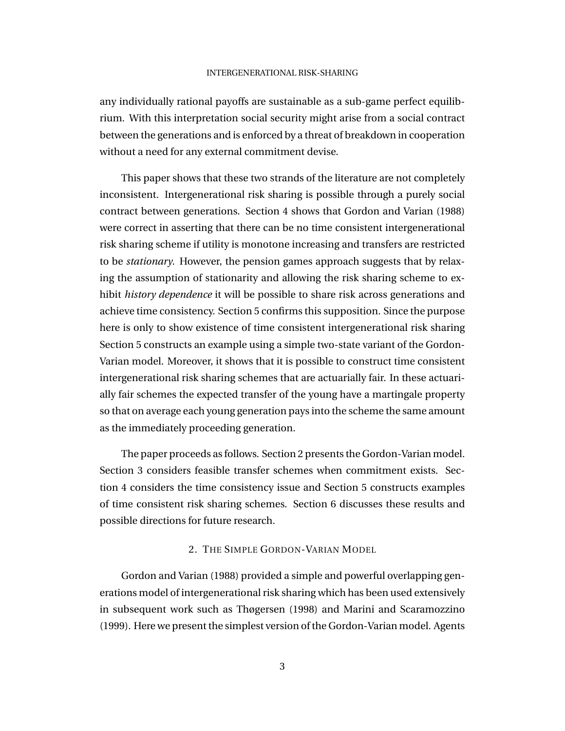any individually rational payoffs are sustainable as a sub-game perfect equilibrium. With this interpretation social security might arise from a social contract between the generations and is enforced by a threat of breakdown in cooperation without a need for any external commitment devise.

This paper shows that these two strands of the literature are not completely inconsistent. Intergenerational risk sharing is possible through a purely social contract between generations. Section 4 shows that Gordon and Varian (1988) were correct in asserting that there can be no time consistent intergenerational risk sharing scheme if utility is monotone increasing and transfers are restricted to be *stationary*. However, the pension games approach suggests that by relaxing the assumption of stationarity and allowing the risk sharing scheme to exhibit *history dependence* it will be possible to share risk across generations and achieve time consistency. Section 5 confirms this supposition. Since the purpose here is only to show existence of time consistent intergenerational risk sharing Section 5 constructs an example using a simple two-state variant of the Gordon-Varian model. Moreover, it shows that it is possible to construct time consistent intergenerational risk sharing schemes that are actuarially fair. In these actuarially fair schemes the expected transfer of the young have a martingale property so that on average each young generation pays into the scheme the same amount as the immediately proceeding generation.

The paper proceeds as follows. Section 2 presents the Gordon-Varian model. Section 3 considers feasible transfer schemes when commitment exists. Section 4 considers the time consistency issue and Section 5 constructs examples of time consistent risk sharing schemes. Section 6 discusses these results and possible directions for future research.

## 2. The Simple Gordon-Varian Model

Gordon and Varian (1988) provided a simple and powerful overlapping generations model of intergenerational risk sharing which has been used extensively in subsequent work such as Thøgersen (1998) and Marini and Scaramozzino (1999). Here we present the simplest version of the Gordon-Varian model. Agents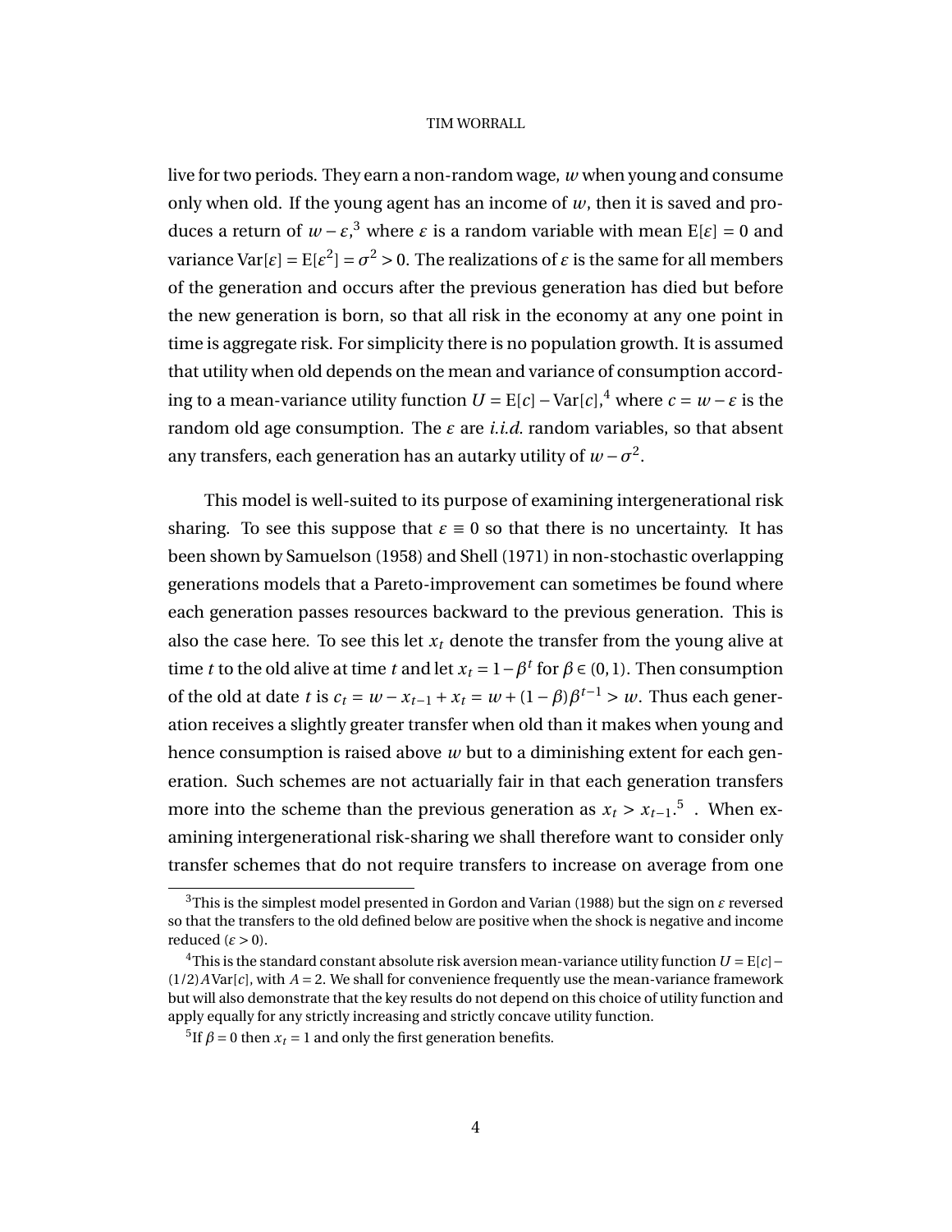live for two periods. They earn a non-random wage, $w$ when young and consume only when old. If the young agent has an income of $w$, then it is saved and produces a return of $w - \varepsilon$,[3] where $\varepsilon$ is a random variable with mean $\mathrm{E}[\varepsilon] = 0$ and variance $\mathrm{Var}[\varepsilon] = \mathrm{E}[\varepsilon^2] = \sigma^2 > 0$. The realizations of $\varepsilon$ is the same for all members of the generation and occurs after the previous generation has died but before the new generation is born, so that all risk in the economy at any one point in time is aggregate risk. For simplicity there is no population growth. It is assumed that utility when old depends on the mean and variance of consumption according to a mean-variance utility function $U = \mathrm{E}[c] - \mathrm{Var}[c]$,[4] where $c = w - \varepsilon$ is the random old age consumption. The $\varepsilon$ are *i.i.d.* random variables, so that absent any transfers, each generation has an autarky utility of $w - \sigma^2$.

This model is well-suited to its purpose of examining intergenerational risk sharing. To see this suppose that $\varepsilon \equiv 0$ so that there is no uncertainty. It has been shown by Samuelson (1958) and Shell (1971) in non-stochastic overlapping generations models that a Pareto-improvement can sometimes be found where each generation passes resources backward to the previous generation. This is also the case here. To see this let $x_t$ denote the transfer from the young alive at time $t$ to the old alive at time $t$ and let $x_t = 1 - \beta^t$ for $\beta \in (0,1)$. Then consumption of the old at date $t$ is $c_t = w - x_{t-1} + x_t = w + (1-\beta)\beta^{t-1} > w$. Thus each generation receives a slightly greater transfer when old than it makes when young and hence consumption is raised above $w$ but to a diminishing extent for each generation. Such schemes are not actuarially fair in that each generation transfers more into the scheme than the previous generation as $x_t > x_{t-1}$.[5] . When examining intergenerational risk-sharing we shall therefore want to consider only transfer schemes that do not require transfers to increase on average from one

[3] This is the simplest model presented in Gordon and Varian (1988) but the sign on $\varepsilon$ reversed so that the transfers to the old defined below are positive when the shock is negative and income reduced ($\varepsilon > 0$).

[4] This is the standard constant absolute risk aversion mean-variance utility function $U = \mathrm{E}[c] - (1/2)A\mathrm{Var}[c]$, with $A = 2$. We shall for convenience frequently use the mean-variance framework but will also demonstrate that the key results do not depend on this choice of utility function and apply equally for any strictly increasing and strictly concave utility function.

[5] If $\beta = 0$ then $x_t = 1$ and only the first generation benefits.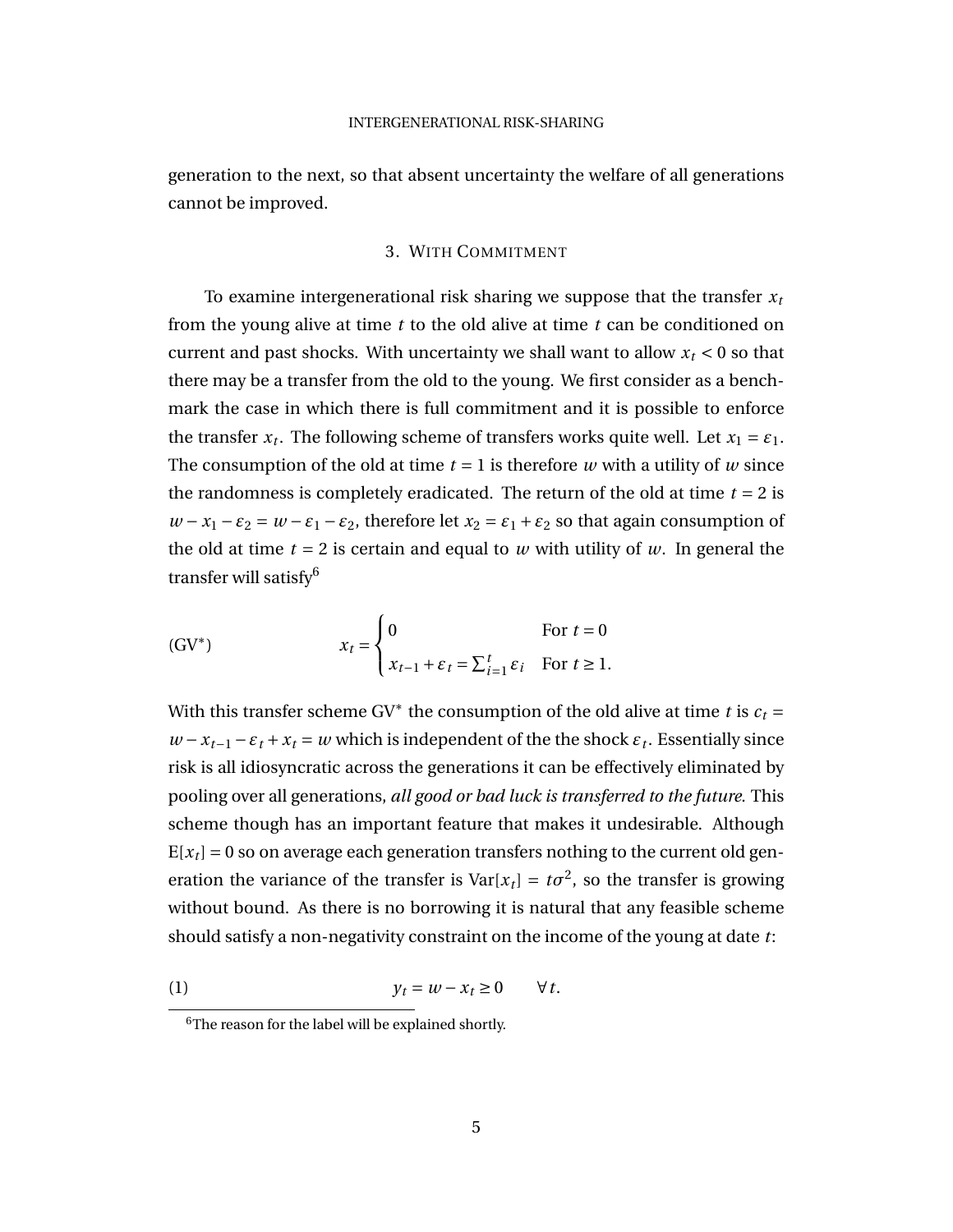generation to the next, so that absent uncertainty the welfare of all generations cannot be improved.

## 3. With Commitment

To examine intergenerational risk sharing we suppose that the transfer $x_t$ from the young alive at time $t$ to the old alive at time $t$ can be conditioned on current and past shocks. With uncertainty we shall want to allow $x_t < 0$ so that there may be a transfer from the old to the young. We first consider as a benchmark the case in which there is full commitment and it is possible to enforce the transfer $x_t$. The following scheme of transfers works quite well. Let $x_1 = \varepsilon_1$. The consumption of the old at time $t = 1$ is therefore $w$ with a utility of $w$ since the randomness is completely eradicated. The return of the old at time $t = 2$ is $w - x_1 - \varepsilon_2 = w - \varepsilon_1 - \varepsilon_2$, therefore let $x_2 = \varepsilon_1 + \varepsilon_2$ so that again consumption of the old at time $t = 2$ is certain and equal to $w$ with utility of $w$. In general the transfer will satisfy[6]

$$
(\text{GV}^*) \qquad x_t = \begin{cases} 0 & \text{For } t = 0 \\ x_{t-1} + \varepsilon_t = \sum_{i=1}^{t} \varepsilon_i & \text{For } t \geq 1. \end{cases}
$$

With this transfer scheme GV$^*$ the consumption of the old alive at time $t$ is $c_t = w - x_{t-1} - \varepsilon_t + x_t = w$ which is independent of the the shock $\varepsilon_t$. Essentially since risk is all idiosyncratic across the generations it can be effectively eliminated by pooling over all generations, *all good or bad luck is transferred to the future*. This scheme though has an important feature that makes it undesirable. Although $\mathrm{E}[x_t] = 0$ so on average each generation transfers nothing to the current old generation the variance of the transfer is $\mathrm{Var}[x_t] = t\sigma^2$, so the transfer is growing without bound. As there is no borrowing it is natural that any feasible scheme should satisfy a non-negativity constraint on the income of the young at date $t$:

$$
(1) \qquad y_t = w - x_t \geq 0 \qquad \forall t.
$$

[6]The reason for the label will be explained shortly.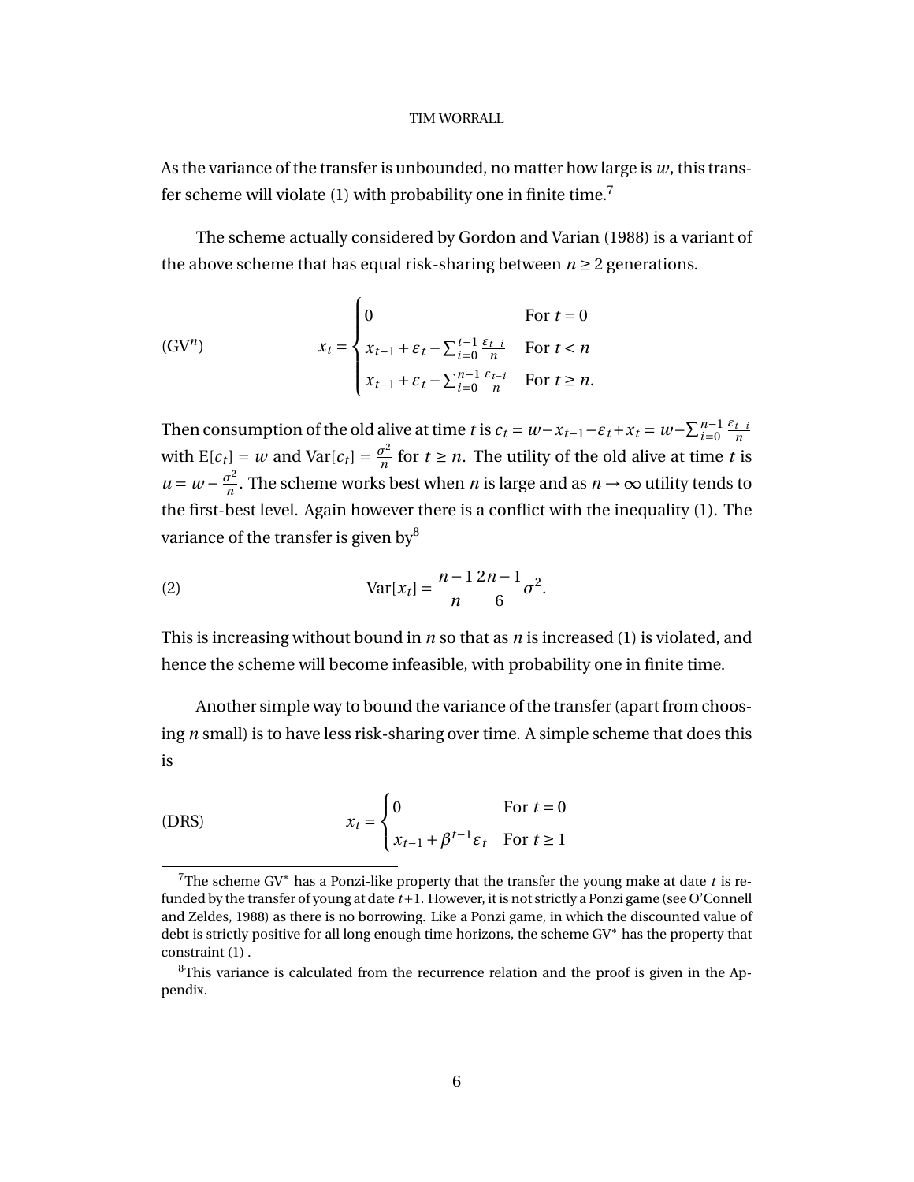As the variance of the transfer is unbounded, no matter how large is $w$, this transfer scheme will violate (1) with probability one in finite time.[7]

The scheme actually considered by Gordon and Varian (1988) is a variant of the above scheme that has equal risk-sharing between $n \geq 2$ generations.

$$
x_t = \begin{cases} 0 & \text{For } t = 0 \\ x_{t-1} + \varepsilon_t - \sum_{i=0}^{t-1} \frac{\varepsilon_{t-i}}{n} & \text{For } t < n \\ x_{t-1} + \varepsilon_t - \sum_{i=0}^{n-1} \frac{\varepsilon_{t-i}}{n} & \text{For } t \geq n. \end{cases} \tag{GV$^n$}
$$

Then consumption of the old alive at time $t$ is $c_t = w - x_{t-1} - \varepsilon_t + x_t = w - \sum_{i=0}^{n-1} \frac{\varepsilon_{t-i}}{n}$ with $\mathrm{E}[c_t] = w$ and $\mathrm{Var}[c_t] = \frac{\sigma^2}{n}$ for $t \geq n$. The utility of the old alive at time $t$ is $u = w - \frac{\sigma^2}{n}$. The scheme works best when $n$ is large and as $n \to \infty$ utility tends to the first-best level. Again however there is a conflict with the inequality (1). The variance of the transfer is given by[8]

$$
\mathrm{Var}[x_t] = \frac{n-1}{n} \frac{2n-1}{6} \sigma^2. \tag{2}
$$

This is increasing without bound in $n$ so that as $n$ is increased (1) is violated, and hence the scheme will become infeasible, with probability one in finite time.

Another simple way to bound the variance of the transfer (apart from choosing $n$ small) is to have less risk-sharing over time. A simple scheme that does this is

$$
x_t = \begin{cases} 0 & \text{For } t = 0 \\ x_{t-1} + \beta^{t-1} \varepsilon_t & \text{For } t \geq 1 \end{cases} \tag{DRS}
$$

---

[7] The scheme GV* has a Ponzi-like property that the transfer the young make at date $t$ is refunded by the transfer of young at date $t+1$. However, it is not strictly a Ponzi game (see O'Connell and Zeldes, 1988) as there is no borrowing. Like a Ponzi game, in which the discounted value of debt is strictly positive for all long enough time horizons, the scheme GV* has the property that constraint (1) .

[8] This variance is calculated from the recurrence relation and the proof is given in the Appendix.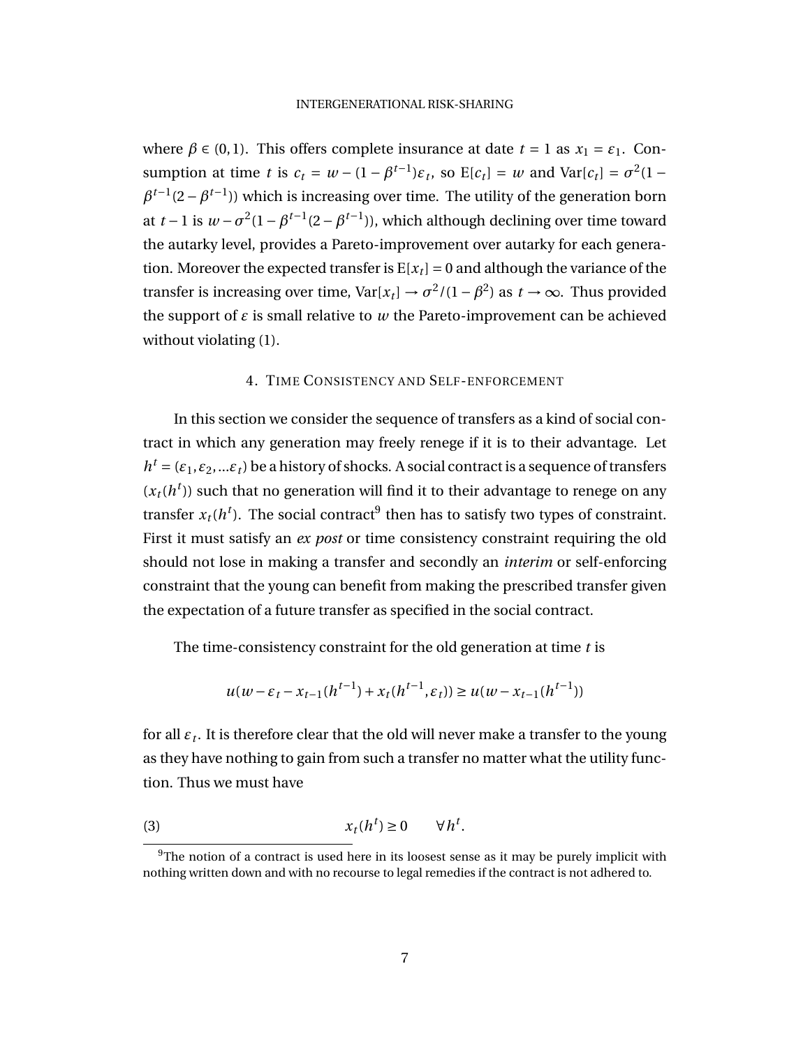where $\beta \in (0,1)$. This offers complete insurance at date $t = 1$ as $x_1 = \varepsilon_1$. Consumption at time $t$ is $c_t = w - (1-\beta^{t-1})\varepsilon_t$, so $\mathrm{E}[c_t] = w$ and $\mathrm{Var}[c_t] = \sigma^2(1-\beta^{t-1}(2-\beta^{t-1}))$ which is increasing over time. The utility of the generation born at $t-1$ is $w - \sigma^2(1-\beta^{t-1}(2-\beta^{t-1}))$, which although declining over time toward the autarky level, provides a Pareto-improvement over autarky for each generation. Moreover the expected transfer is $\mathrm{E}[x_t] = 0$ and although the variance of the transfer is increasing over time, $\mathrm{Var}[x_t] \to \sigma^2/(1-\beta^2)$ as $t \to \infty$. Thus provided the support of $\varepsilon$ is small relative to $w$ the Pareto-improvement can be achieved without violating (1).

## 4. Time Consistency and Self-enforcement

In this section we consider the sequence of transfers as a kind of social contract in which any generation may freely renege if it is to their advantage. Let $h^t = (\varepsilon_1, \varepsilon_2, \ldots \varepsilon_t)$ be a history of shocks. A social contract is a sequence of transfers $(x_t(h^t))$ such that no generation will find it to their advantage to renege on any transfer $x_t(h^t)$. The social contract[9] then has to satisfy two types of constraint. First it must satisfy an *ex post* or time consistency constraint requiring the old should not lose in making a transfer and secondly an *interim* or self-enforcing constraint that the young can benefit from making the prescribed transfer given the expectation of a future transfer as specified in the social contract.

The time-consistency constraint for the old generation at time $t$ is

$$u(w - \varepsilon_t - x_{t-1}(h^{t-1}) + x_t(h^{t-1}, \varepsilon_t)) \geq u(w - x_{t-1}(h^{t-1}))$$

for all $\varepsilon_t$. It is therefore clear that the old will never make a transfer to the young as they have nothing to gain from such a transfer no matter what the utility function. Thus we must have

$$x_t(h^t) \geq 0 \qquad \forall h^t. \tag{3}$$

[9] The notion of a contract is used here in its loosest sense as it may be purely implicit with nothing written down and with no recourse to legal remedies if the contract is not adhered to.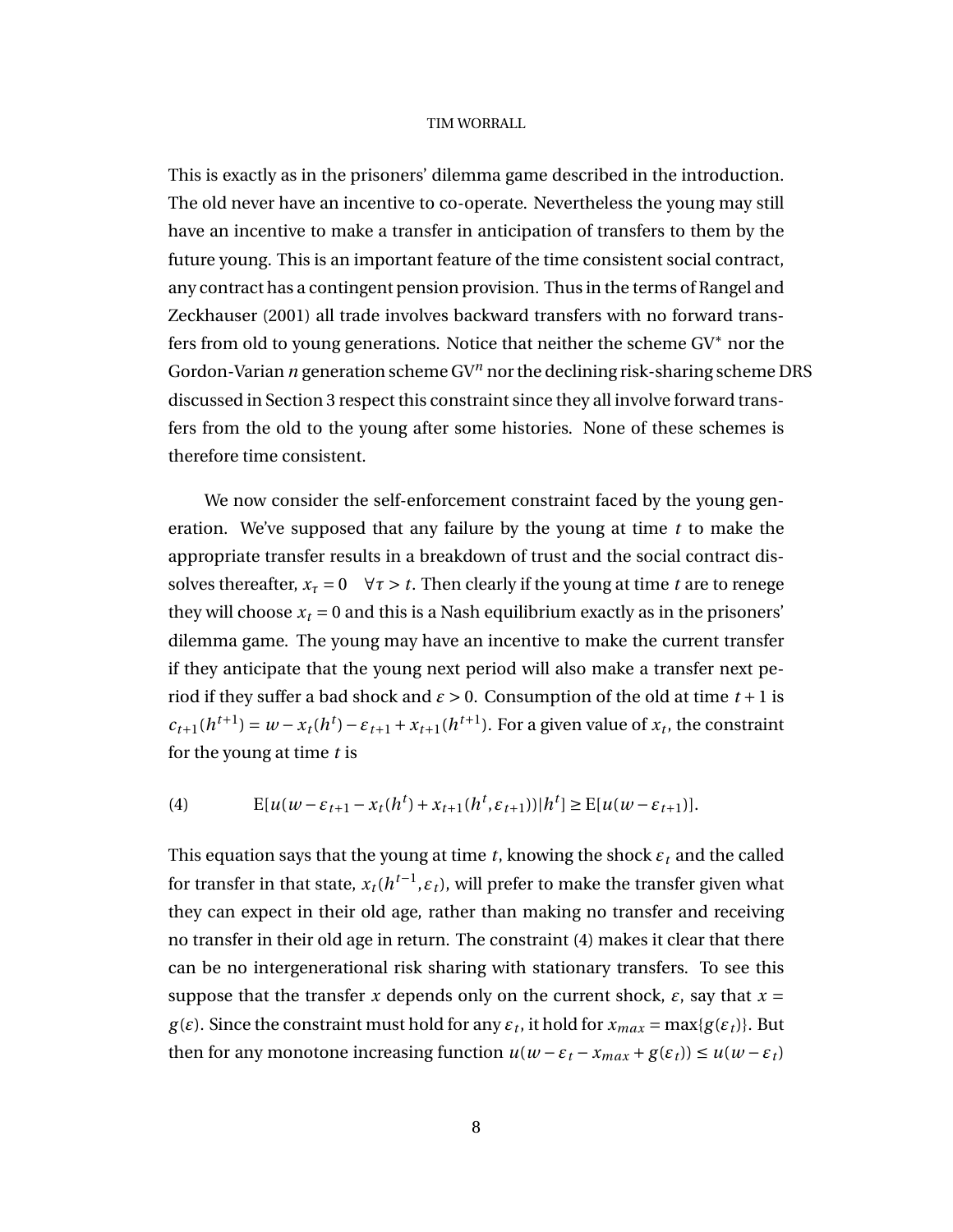This is exactly as in the prisoners' dilemma game described in the introduction. The old never have an incentive to co-operate. Nevertheless the young may still have an incentive to make a transfer in anticipation of transfers to them by the future young. This is an important feature of the time consistent social contract, any contract has a contingent pension provision. Thus in the terms of Rangel and Zeckhauser (2001) all trade involves backward transfers with no forward transfers from old to young generations. Notice that neither the scheme GV$^{*}$ nor the Gordon-Varian $n$ generation scheme GV$^{n}$ nor the declining risk-sharing scheme DRS discussed in Section 3 respect this constraint since they all involve forward transfers from the old to the young after some histories. None of these schemes is therefore time consistent.

We now consider the self-enforcement constraint faced by the young generation. We've supposed that any failure by the young at time $t$ to make the appropriate transfer results in a breakdown of trust and the social contract dissolves thereafter, $x_\tau = 0 \quad \forall \tau > t$. Then clearly if the young at time $t$ are to renege they will choose $x_t = 0$ and this is a Nash equilibrium exactly as in the prisoners' dilemma game. The young may have an incentive to make the current transfer if they anticipate that the young next period will also make a transfer next period if they suffer a bad shock and $\varepsilon > 0$. Consumption of the old at time $t+1$ is $c_{t+1}(h^{t+1}) = w - x_t(h^t) - \varepsilon_{t+1} + x_{t+1}(h^{t+1})$. For a given value of $x_t$, the constraint for the young at time $t$ is

$$\text{E}[u(w - \varepsilon_{t+1} - x_t(h^t) + x_{t+1}(h^t, \varepsilon_{t+1}))|h^t] \geq \text{E}[u(w - \varepsilon_{t+1})]. \tag{4}$$

This equation says that the young at time $t$, knowing the shock $\varepsilon_t$ and the called for transfer in that state, $x_t(h^{t-1}, \varepsilon_t)$, will prefer to make the transfer given what they can expect in their old age, rather than making no transfer and receiving no transfer in their old age in return. The constraint (4) makes it clear that there can be no intergenerational risk sharing with stationary transfers. To see this suppose that the transfer $x$ depends only on the current shock, $\varepsilon$, say that $x = g(\varepsilon)$. Since the constraint must hold for any $\varepsilon_t$, it hold for $x_{max} = \max\{g(\varepsilon_t)\}$. But then for any monotone increasing function $u(w - \varepsilon_t - x_{max} + g(\varepsilon_t)) \leq u(w - \varepsilon_t)$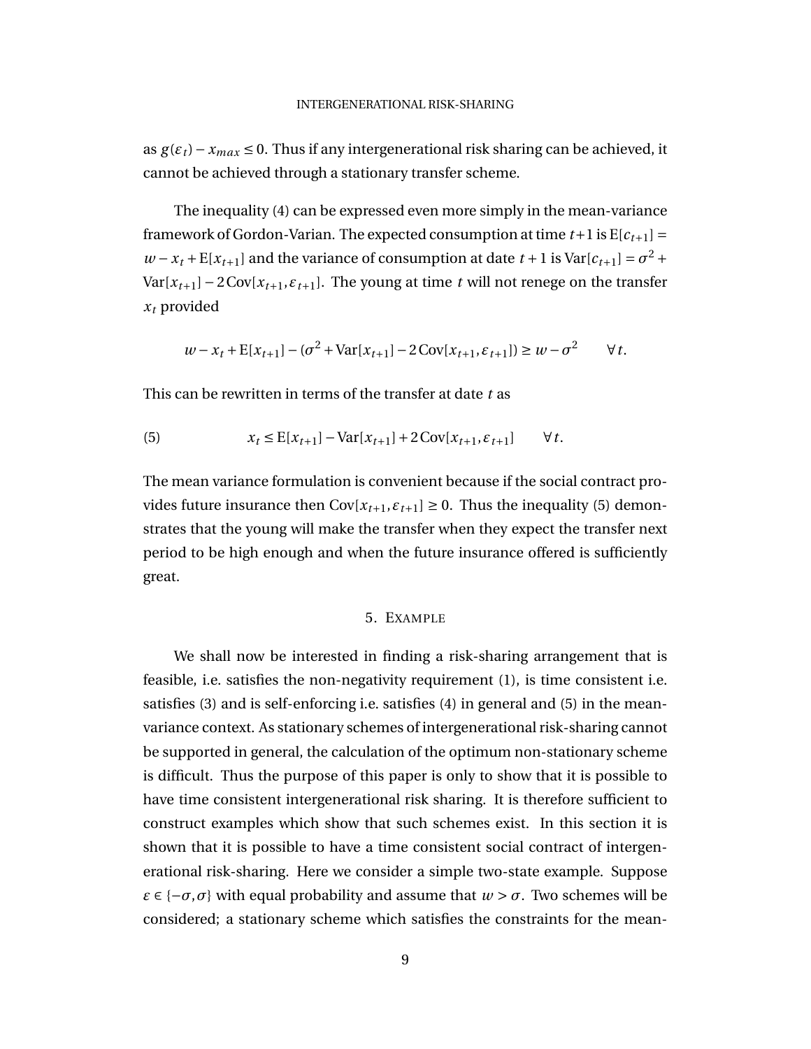as $g(\varepsilon_t) - x_{max} \leq 0$. Thus if any intergenerational risk sharing can be achieved, it cannot be achieved through a stationary transfer scheme.

The inequality (4) can be expressed even more simply in the mean-variance framework of Gordon-Varian. The expected consumption at time $t+1$ is $\mathrm{E}[c_{t+1}] = w - x_t + \mathrm{E}[x_{t+1}]$ and the variance of consumption at date $t+1$ is $\mathrm{Var}[c_{t+1}] = \sigma^2 + \mathrm{Var}[x_{t+1}] - 2\,\mathrm{Cov}[x_{t+1}, \varepsilon_{t+1}]$. The young at time $t$ will not renege on the transfer $x_t$ provided

$$w - x_t + \mathrm{E}[x_{t+1}] - (\sigma^2 + \mathrm{Var}[x_{t+1}] - 2\,\mathrm{Cov}[x_{t+1}, \varepsilon_{t+1}]) \geq w - \sigma^2 \qquad \forall t.$$

This can be rewritten in terms of the transfer at date $t$ as

$$x_t \leq \mathrm{E}[x_{t+1}] - \mathrm{Var}[x_{t+1}] + 2\,\mathrm{Cov}[x_{t+1}, \varepsilon_{t+1}] \qquad \forall t. \tag{5}$$

The mean variance formulation is convenient because if the social contract provides future insurance then $\mathrm{Cov}[x_{t+1}, \varepsilon_{t+1}] \geq 0$. Thus the inequality (5) demonstrates that the young will make the transfer when they expect the transfer next period to be high enough and when the future insurance offered is sufficiently great.

## 5. Example

We shall now be interested in finding a risk-sharing arrangement that is feasible, i.e. satisfies the non-negativity requirement (1), is time consistent i.e. satisfies (3) and is self-enforcing i.e. satisfies (4) in general and (5) in the mean-variance context. As stationary schemes of intergenerational risk-sharing cannot be supported in general, the calculation of the optimum non-stationary scheme is difficult. Thus the purpose of this paper is only to show that it is possible to have time consistent intergenerational risk sharing. It is therefore sufficient to construct examples which show that such schemes exist. In this section it is shown that it is possible to have a time consistent social contract of intergenerational risk-sharing. Here we consider a simple two-state example. Suppose $\varepsilon \in \{-\sigma, \sigma\}$ with equal probability and assume that $w > \sigma$. Two schemes will be considered; a stationary scheme which satisfies the constraints for the mean-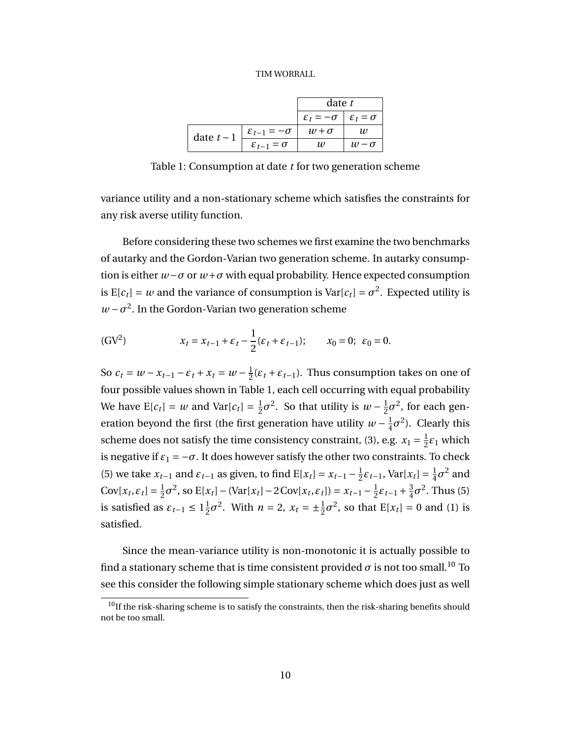| | | date $t$ | |
|---|---|---|---|
| | | $\varepsilon_t = -\sigma$ | $\varepsilon_t = \sigma$ |
| date $t-1$ | $\varepsilon_{t-1} = -\sigma$ | $w+\sigma$ | $w$ |
| | $\varepsilon_{t-1} = \sigma$ | $w$ | $w-\sigma$ |

Table 1: Consumption at date $t$ for two generation scheme

variance utility and a non-stationary scheme which satisfies the constraints for any risk averse utility function.

Before considering these two schemes we first examine the two benchmarks of autarky and the Gordon-Varian two generation scheme. In autarky consumption is either $w-\sigma$ or $w+\sigma$ with equal probability. Hence expected consumption is $\mathrm{E}[c_t] = w$ and the variance of consumption is $\mathrm{Var}[c_t] = \sigma^2$. Expected utility is $w - \sigma^2$. In the Gordon-Varian two generation scheme

$$(\mathrm{GV}^2) \qquad x_t = x_{t-1} + \varepsilon_t - \frac{1}{2}(\varepsilon_t + \varepsilon_{t-1}); \qquad x_0 = 0;\ \ \varepsilon_0 = 0.$$

So $c_t = w - x_{t-1} - \varepsilon_t + x_t = w - \frac{1}{2}(\varepsilon_t + \varepsilon_{t-1})$. Thus consumption takes on one of four possible values shown in Table 1, each cell occurring with equal probability We have $\mathrm{E}[c_t] = w$ and $\mathrm{Var}[c_t] = \frac{1}{2}\sigma^2$. So that utility is $w - \frac{1}{2}\sigma^2$, for each generation beyond the first (the first generation have utility $w - \frac{1}{4}\sigma^2$). Clearly this scheme does not satisfy the time consistency constraint, (3), e.g. $x_1 = \frac{1}{2}\varepsilon_1$ which is negative if $\varepsilon_1 = -\sigma$. It does however satisfy the other two constraints. To check (5) we take $x_{t-1}$ and $\varepsilon_{t-1}$ as given, to find $\mathrm{E}[x_t] = x_{t-1} - \frac{1}{2}\varepsilon_{t-1}$, $\mathrm{Var}[x_t] = \frac{1}{4}\sigma^2$ and $\mathrm{Cov}[x_t, \varepsilon_t] = \frac{1}{2}\sigma^2$, so $\mathrm{E}[x_t] - (\mathrm{Var}[x_t] - 2\,\mathrm{Cov}[x_t, \varepsilon_t]) = x_{t-1} - \frac{1}{2}\varepsilon_{t-1} + \frac{3}{4}\sigma^2$. Thus (5) is satisfied as $\varepsilon_{t-1} \le 1\frac{1}{2}\sigma^2$. With $n = 2$, $x_t = \pm\frac{1}{2}\sigma^2$, so that $\mathrm{E}[x_t] = 0$ and (1) is satisfied.

Since the mean-variance utility is non-monotonic it is actually possible to find a stationary scheme that is time consistent provided $\sigma$ is not too small.[10] To see this consider the following simple stationary scheme which does just as well

[10] If the risk-sharing scheme is to satisfy the constraints, then the risk-sharing benefits should not be too small.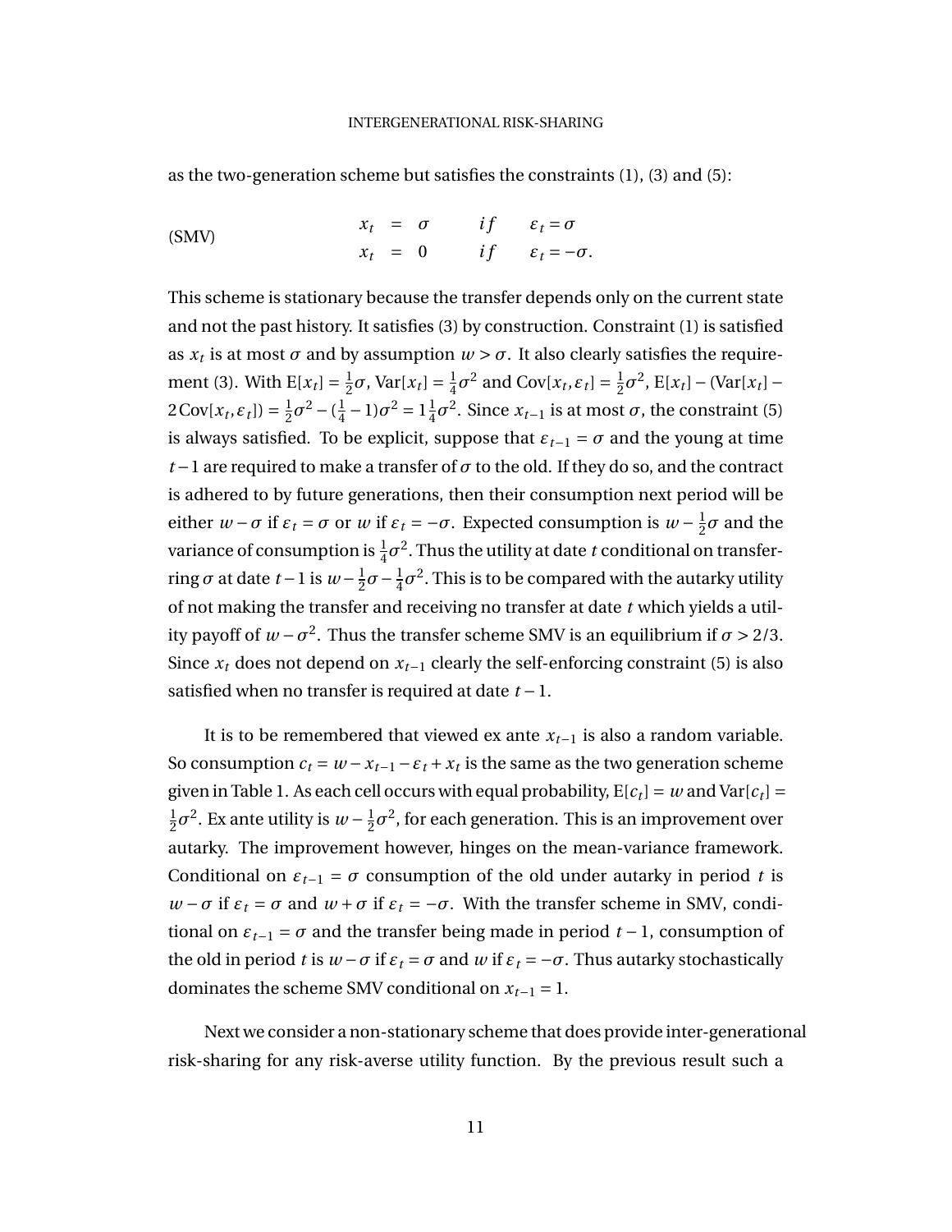as the two-generation scheme but satisfies the constraints (1), (3) and (5):

$$
\text{(SMV)} \qquad \begin{array}{lllll} x_t & = & \sigma & if & \varepsilon_t = \sigma \\ x_t & = & 0 & if & \varepsilon_t = -\sigma. \end{array}
$$

This scheme is stationary because the transfer depends only on the current state and not the past history. It satisfies (3) by construction. Constraint (1) is satisfied as $x_t$ is at most $\sigma$ and by assumption $w > \sigma$. It also clearly satisfies the requirement (3). With $\mathrm{E}[x_t] = \frac{1}{2}\sigma$, $\mathrm{Var}[x_t] = \frac{1}{4}\sigma^2$ and $\mathrm{Cov}[x_t, \varepsilon_t] = \frac{1}{2}\sigma^2$, $\mathrm{E}[x_t] - (\mathrm{Var}[x_t] - 2\,\mathrm{Cov}[x_t, \varepsilon_t]) = \frac{1}{2}\sigma^2 - (\frac{1}{4} - 1)\sigma^2 = 1\frac{1}{4}\sigma^2$. Since $x_{t-1}$ is at most $\sigma$, the constraint (5) is always satisfied. To be explicit, suppose that $\varepsilon_{t-1} = \sigma$ and the young at time $t-1$ are required to make a transfer of $\sigma$ to the old. If they do so, and the contract is adhered to by future generations, then their consumption next period will be either $w - \sigma$ if $\varepsilon_t = \sigma$ or $w$ if $\varepsilon_t = -\sigma$. Expected consumption is $w - \frac{1}{2}\sigma$ and the variance of consumption is $\frac{1}{4}\sigma^2$. Thus the utility at date $t$ conditional on transferring $\sigma$ at date $t-1$ is $w - \frac{1}{2}\sigma - \frac{1}{4}\sigma^2$. This is to be compared with the autarky utility of not making the transfer and receiving no transfer at date $t$ which yields a utility payoff of $w - \sigma^2$. Thus the transfer scheme SMV is an equilibrium if $\sigma > 2/3$. Since $x_t$ does not depend on $x_{t-1}$ clearly the self-enforcing constraint (5) is also satisfied when no transfer is required at date $t-1$.

It is to be remembered that viewed ex ante $x_{t-1}$ is also a random variable. So consumption $c_t = w - x_{t-1} - \varepsilon_t + x_t$ is the same as the two generation scheme given in Table 1. As each cell occurs with equal probability, $\mathrm{E}[c_t] = w$ and $\mathrm{Var}[c_t] = \frac{1}{2}\sigma^2$. Ex ante utility is $w - \frac{1}{2}\sigma^2$, for each generation. This is an improvement over autarky. The improvement however, hinges on the mean-variance framework. Conditional on $\varepsilon_{t-1} = \sigma$ consumption of the old under autarky in period $t$ is $w - \sigma$ if $\varepsilon_t = \sigma$ and $w + \sigma$ if $\varepsilon_t = -\sigma$. With the transfer scheme in SMV, conditional on $\varepsilon_{t-1} = \sigma$ and the transfer being made in period $t-1$, consumption of the old in period $t$ is $w - \sigma$ if $\varepsilon_t = \sigma$ and $w$ if $\varepsilon_t = -\sigma$. Thus autarky stochastically dominates the scheme SMV conditional on $x_{t-1} = 1$.

Next we consider a non-stationary scheme that does provide inter-generational risk-sharing for any risk-averse utility function. By the previous result such a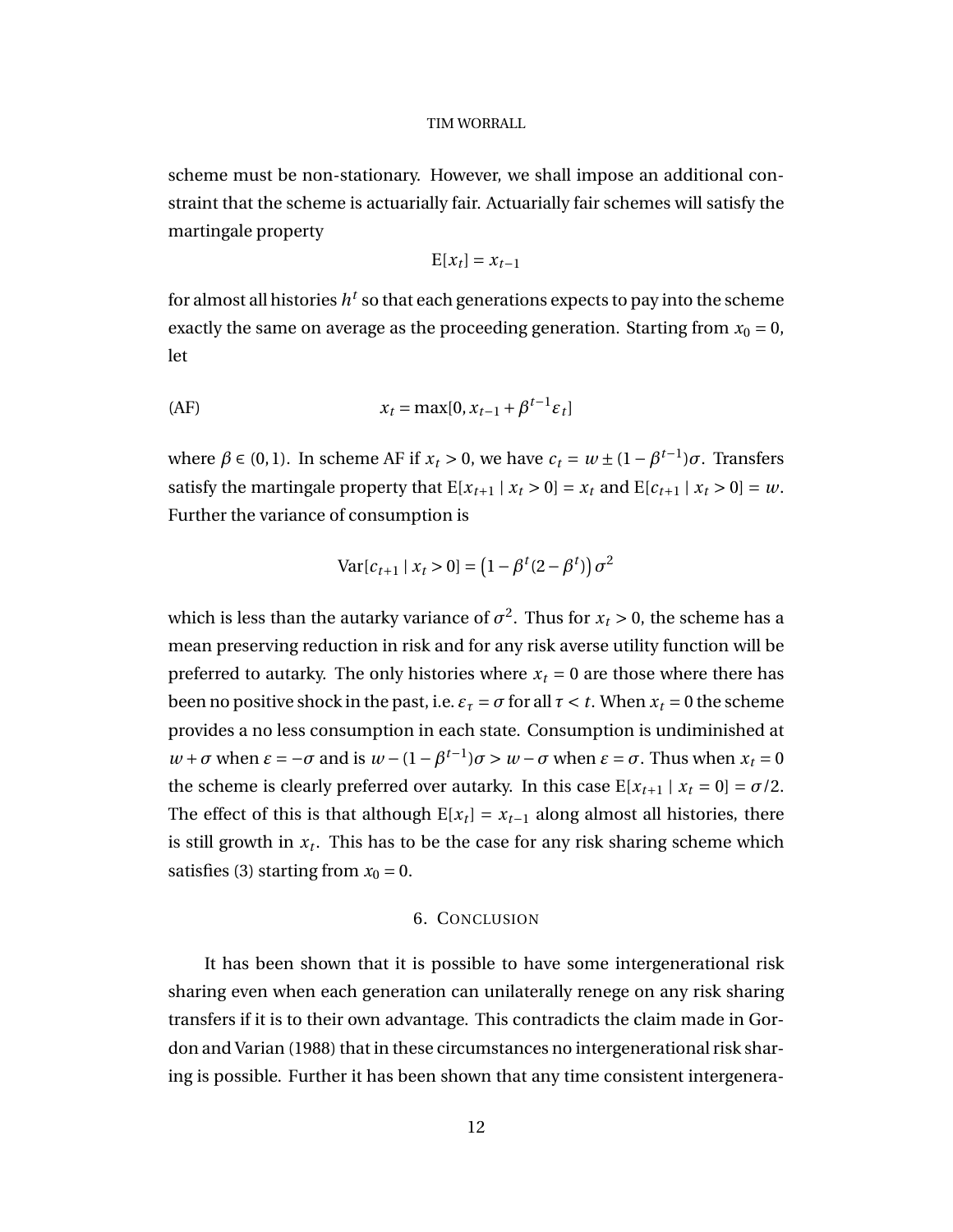scheme must be non-stationary. However, we shall impose an additional constraint that the scheme is actuarially fair. Actuarially fair schemes will satisfy the martingale property

$$\mathrm{E}[x_t] = x_{t-1}$$

for almost all histories $h^t$ so that each generations expects to pay into the scheme exactly the same on average as the proceeding generation. Starting from $x_0 = 0$, let

$$x_t = \max[0, x_{t-1} + \beta^{t-1}\varepsilon_t] \tag{AF}$$

where $\beta \in (0,1)$. In scheme AF if $x_t > 0$, we have $c_t = w \pm (1 - \beta^{t-1})\sigma$. Transfers satisfy the martingale property that $\mathrm{E}[x_{t+1} \mid x_t > 0] = x_t$ and $\mathrm{E}[c_{t+1} \mid x_t > 0] = w$. Further the variance of consumption is

$$\mathrm{Var}[c_{t+1} \mid x_t > 0] = \left(1 - \beta^t(2 - \beta^t)\right)\sigma^2$$

which is less than the autarky variance of $\sigma^2$. Thus for $x_t > 0$, the scheme has a mean preserving reduction in risk and for any risk averse utility function will be preferred to autarky. The only histories where $x_t = 0$ are those where there has been no positive shock in the past, i.e. $\varepsilon_\tau = \sigma$ for all $\tau < t$. When $x_t = 0$ the scheme provides a no less consumption in each state. Consumption is undiminished at $w + \sigma$ when $\varepsilon = -\sigma$ and is $w - (1 - \beta^{t-1})\sigma > w - \sigma$ when $\varepsilon = \sigma$. Thus when $x_t = 0$ the scheme is clearly preferred over autarky. In this case $\mathrm{E}[x_{t+1} \mid x_t = 0] = \sigma/2$. The effect of this is that although $\mathrm{E}[x_t] = x_{t-1}$ along almost all histories, there is still growth in $x_t$. This has to be the case for any risk sharing scheme which satisfies (3) starting from $x_0 = 0$.

## 6. CONCLUSION

It has been shown that it is possible to have some intergenerational risk sharing even when each generation can unilaterally renege on any risk sharing transfers if it is to their own advantage. This contradicts the claim made in Gordon and Varian (1988) that in these circumstances no intergenerational risk sharing is possible. Further it has been shown that any time consistent intergenera-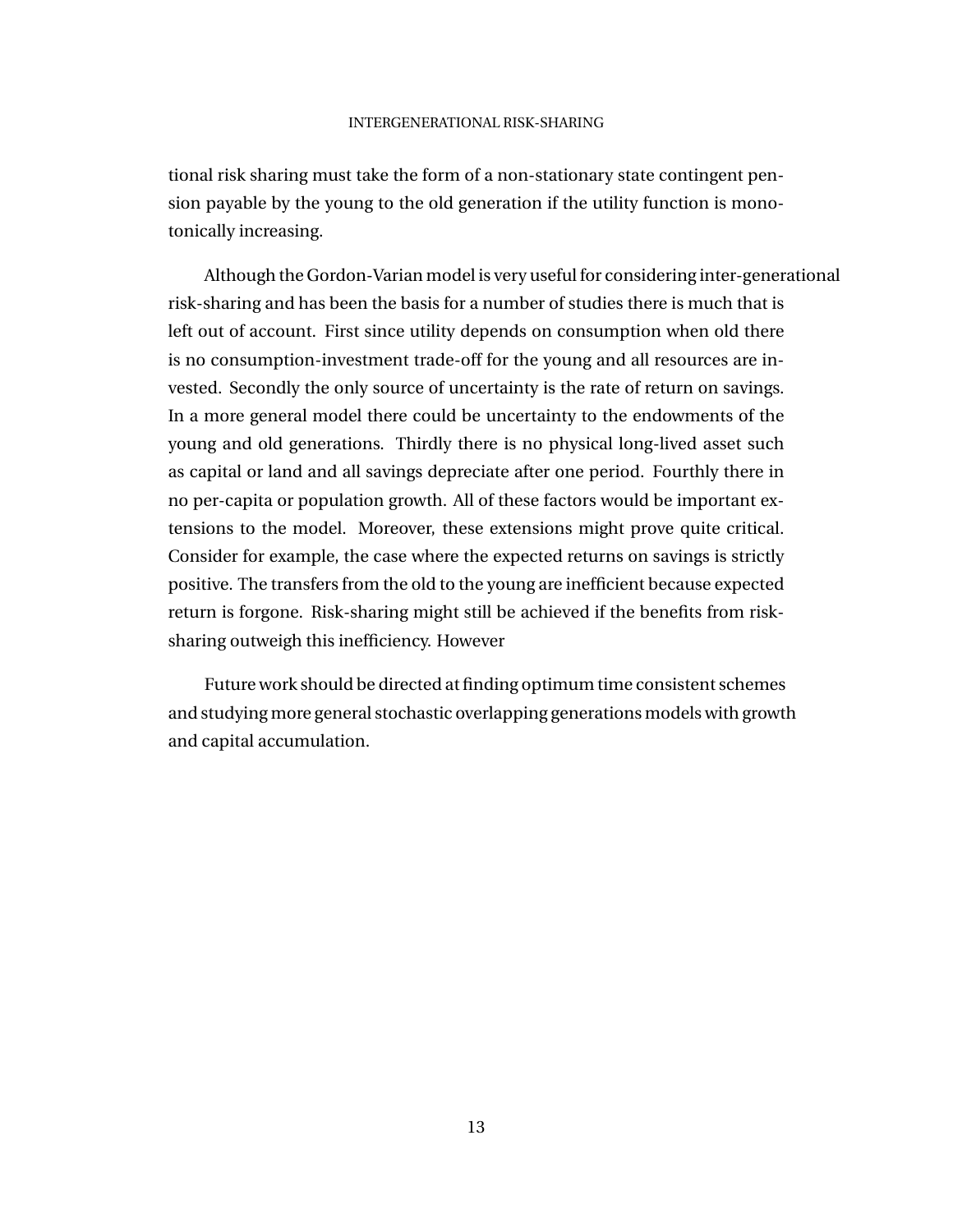tional risk sharing must take the form of a non-stationary state contingent pension payable by the young to the old generation if the utility function is monotonically increasing.

Although the Gordon-Varian model is very useful for considering inter-generational risk-sharing and has been the basis for a number of studies there is much that is left out of account. First since utility depends on consumption when old there is no consumption-investment trade-off for the young and all resources are invested. Secondly the only source of uncertainty is the rate of return on savings. In a more general model there could be uncertainty to the endowments of the young and old generations. Thirdly there is no physical long-lived asset such as capital or land and all savings depreciate after one period. Fourthly there in no per-capita or population growth. All of these factors would be important extensions to the model. Moreover, these extensions might prove quite critical. Consider for example, the case where the expected returns on savings is strictly positive. The transfers from the old to the young are inefficient because expected return is forgone. Risk-sharing might still be achieved if the benefits from risk-sharing outweigh this inefficiency. However

Future work should be directed at finding optimum time consistent schemes and studying more general stochastic overlapping generations models with growth and capital accumulation.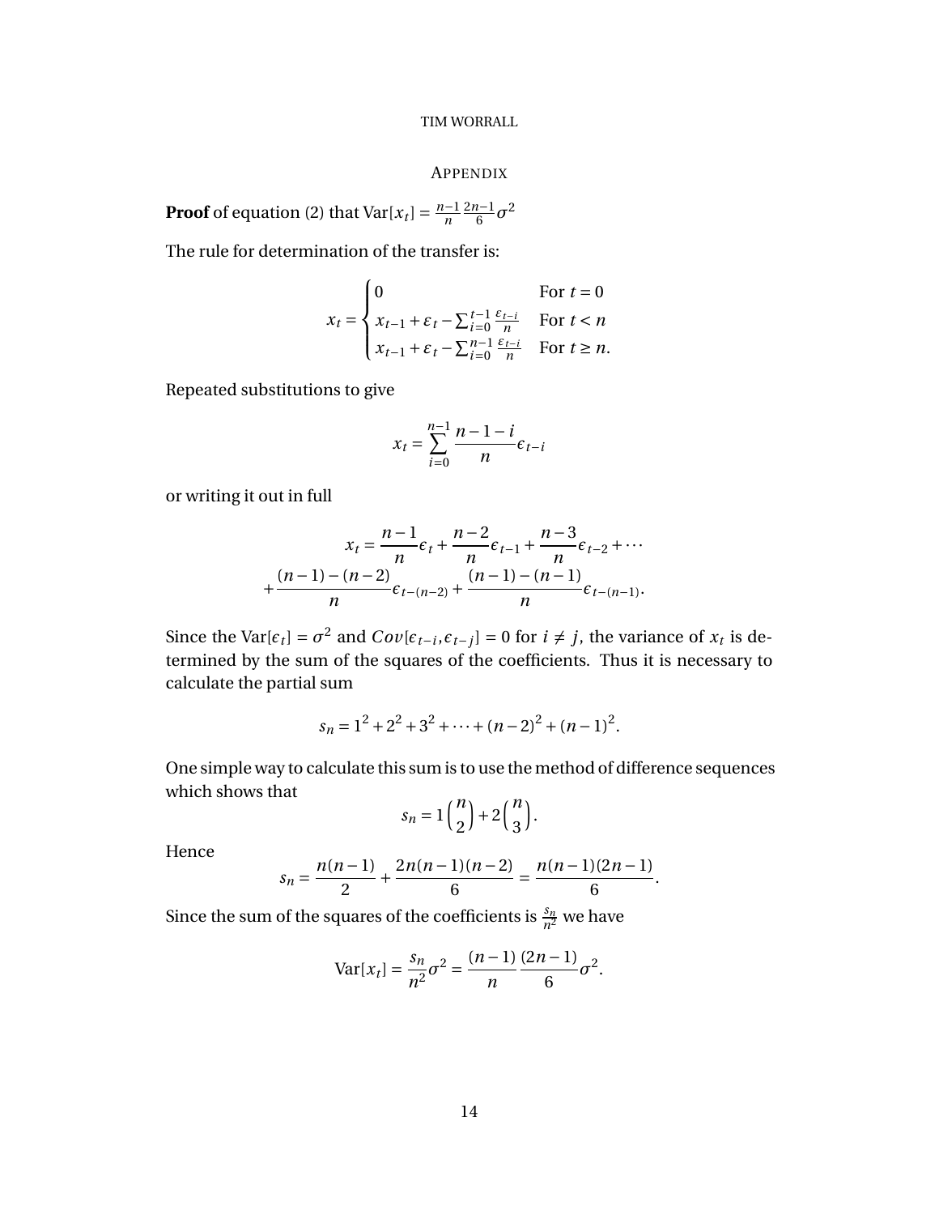## Appendix

**Proof** of equation (2) that $\text{Var}[x_t] = \frac{n-1}{n}\frac{2n-1}{6}\sigma^2$

The rule for determination of the transfer is:

$$x_t = \begin{cases} 0 & \text{For } t = 0 \\ x_{t-1} + \varepsilon_t - \sum_{i=0}^{t-1} \frac{\varepsilon_{t-i}}{n} & \text{For } t < n \\ x_{t-1} + \varepsilon_t - \sum_{i=0}^{n-1} \frac{\varepsilon_{t-i}}{n} & \text{For } t \geq n. \end{cases}$$

Repeated substitutions to give

$$x_t = \sum_{i=0}^{n-1} \frac{n-1-i}{n} \epsilon_{t-i}$$

or writing it out in full

$$x_t = \frac{n-1}{n}\epsilon_t + \frac{n-2}{n}\epsilon_{t-1} + \frac{n-3}{n}\epsilon_{t-2} + \cdots$$
$$+ \frac{(n-1)-(n-2)}{n}\epsilon_{t-(n-2)} + \frac{(n-1)-(n-1)}{n}\epsilon_{t-(n-1)}.$$

Since the $\text{Var}[\epsilon_t] = \sigma^2$ and $Cov[\epsilon_{t-i}, \epsilon_{t-j}] = 0$ for $i \neq j$, the variance of $x_t$ is determined by the sum of the squares of the coefficients. Thus it is necessary to calculate the partial sum

$$s_n = 1^2 + 2^2 + 3^2 + \cdots + (n-2)^2 + (n-1)^2.$$

One simple way to calculate this sum is to use the method of difference sequences which shows that

$$s_n = 1\binom{n}{2} + 2\binom{n}{3}.$$

Hence

$$s_n = \frac{n(n-1)}{2} + \frac{2n(n-1)(n-2)}{6} = \frac{n(n-1)(2n-1)}{6}.$$

Since the sum of the squares of the coefficients is $\frac{s_n}{n^2}$ we have

$$\text{Var}[x_t] = \frac{s_n}{n^2}\sigma^2 = \frac{(n-1)}{n}\frac{(2n-1)}{6}\sigma^2.$$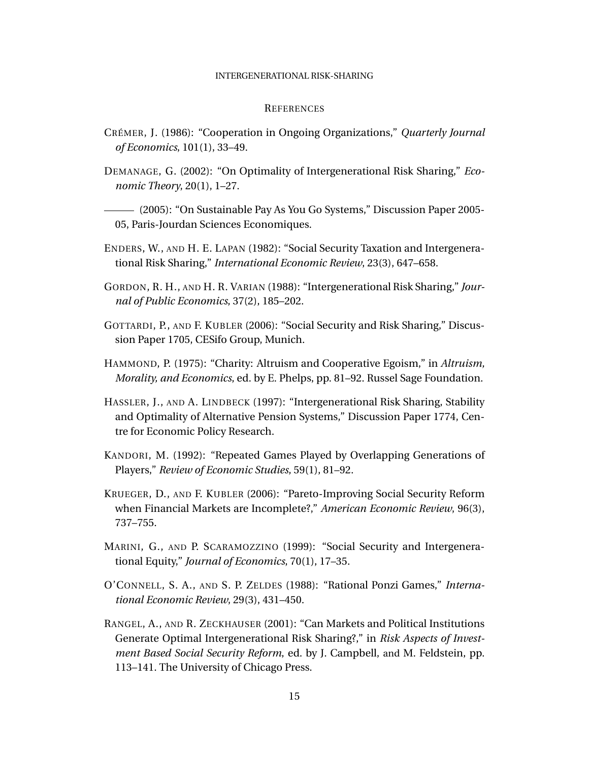## REFERENCES

CRÉMER, J. (1986): "Cooperation in Ongoing Organizations," *Quarterly Journal of Economics*, 101(1), 33–49.

DEMANAGE, G. (2002): "On Optimality of Intergenerational Risk Sharing," *Economic Theory*, 20(1), 1–27.

——— (2005): "On Sustainable Pay As You Go Systems," Discussion Paper 2005-05, Paris-Jourdan Sciences Economiques.

ENDERS, W., AND H. E. LAPAN (1982): "Social Security Taxation and Intergenerational Risk Sharing," *International Economic Review*, 23(3), 647–658.

GORDON, R. H., AND H. R. VARIAN (1988): "Intergenerational Risk Sharing," *Journal of Public Economics*, 37(2), 185–202.

GOTTARDI, P., AND F. KUBLER (2006): "Social Security and Risk Sharing," Discussion Paper 1705, CESifo Group, Munich.

HAMMOND, P. (1975): "Charity: Altruism and Cooperative Egoism," in *Altruism, Morality, and Economics*, ed. by E. Phelps, pp. 81–92. Russel Sage Foundation.

HASSLER, J., AND A. LINDBECK (1997): "Intergenerational Risk Sharing, Stability and Optimality of Alternative Pension Systems," Discussion Paper 1774, Centre for Economic Policy Research.

KANDORI, M. (1992): "Repeated Games Played by Overlapping Generations of Players," *Review of Economic Studies*, 59(1), 81–92.

KRUEGER, D., AND F. KUBLER (2006): "Pareto-Improving Social Security Reform when Financial Markets are Incomplete?," *American Economic Review*, 96(3), 737–755.

MARINI, G., AND P. SCARAMOZZINO (1999): "Social Security and Intergenerational Equity," *Journal of Economics*, 70(1), 17–35.

O'CONNELL, S. A., AND S. P. ZELDES (1988): "Rational Ponzi Games," *International Economic Review*, 29(3), 431–450.

RANGEL, A., AND R. ZECKHAUSER (2001): "Can Markets and Political Institutions Generate Optimal Intergenerational Risk Sharing?," in *Risk Aspects of Investment Based Social Security Reform*, ed. by J. Campbell, and M. Feldstein, pp. 113–141. The University of Chicago Press.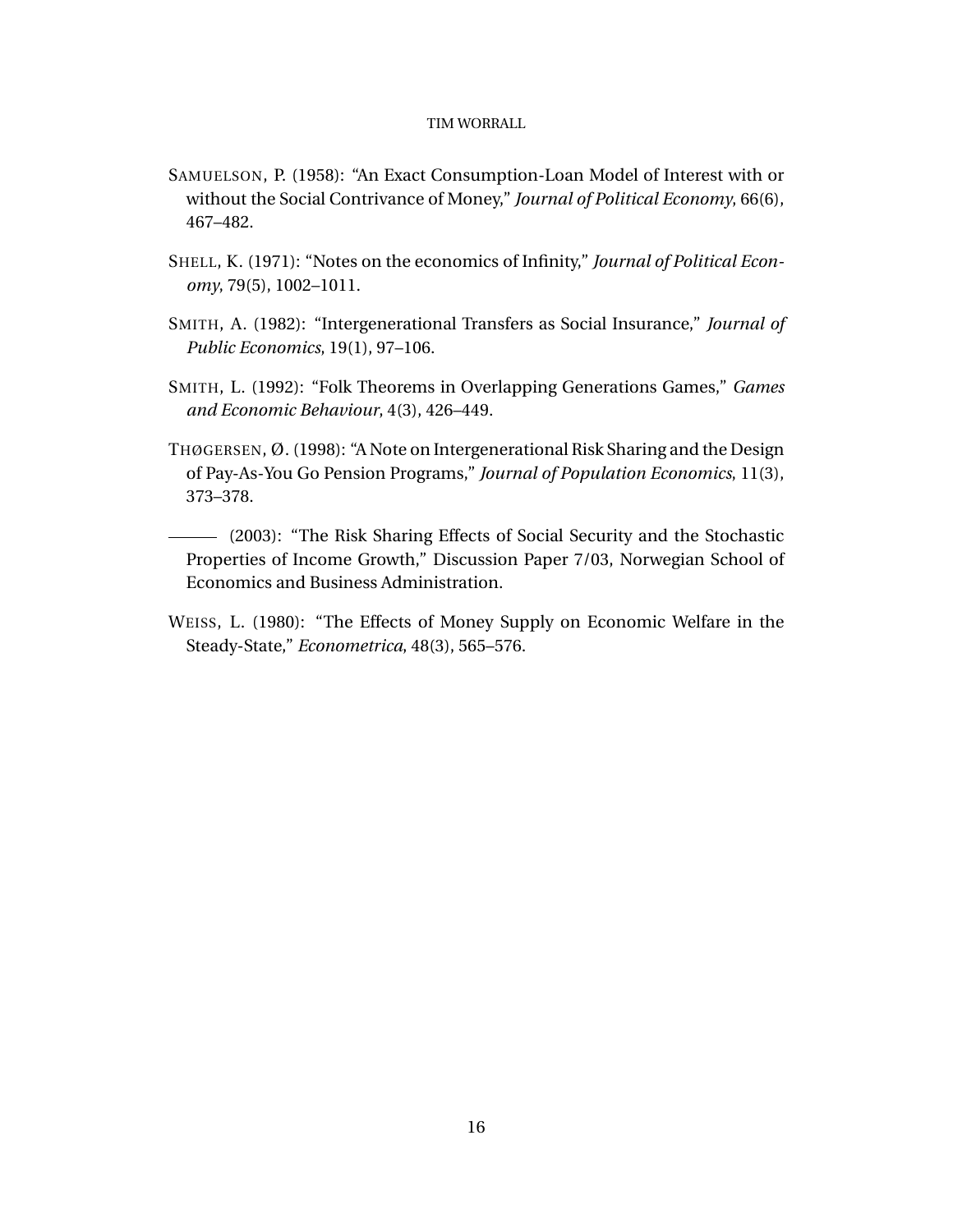SAMUELSON, P. (1958): "An Exact Consumption-Loan Model of Interest with or without the Social Contrivance of Money," *Journal of Political Economy*, 66(6), 467–482.

SHELL, K. (1971): "Notes on the economics of Infinity," *Journal of Political Economy*, 79(5), 1002–1011.

SMITH, A. (1982): "Intergenerational Transfers as Social Insurance," *Journal of Public Economics*, 19(1), 97–106.

SMITH, L. (1992): "Folk Theorems in Overlapping Generations Games," *Games and Economic Behaviour*, 4(3), 426–449.

THØGERSEN, Ø. (1998): "A Note on Intergenerational Risk Sharing and the Design of Pay-As-You Go Pension Programs," *Journal of Population Economics*, 11(3), 373–378.

——— (2003): "The Risk Sharing Effects of Social Security and the Stochastic Properties of Income Growth," Discussion Paper 7/03, Norwegian School of Economics and Business Administration.

WEISS, L. (1980): "The Effects of Money Supply on Economic Welfare in the Steady-State," *Econometrica*, 48(3), 565–576.